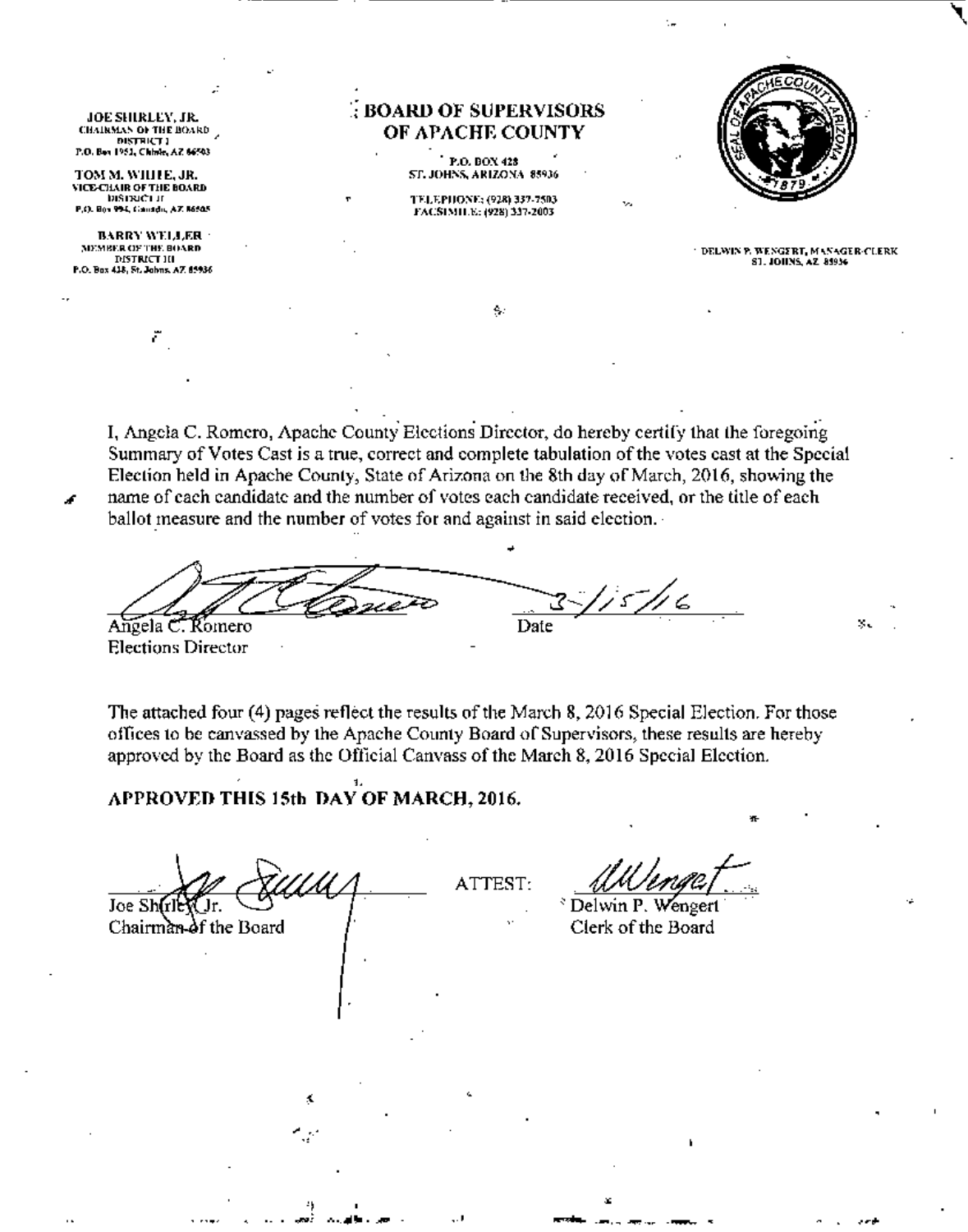JOE SHIRLEY, JR.
CHAIRMAN OF THE BOARD
DISTRICT I
P.O. Box 1953, Chinle, AZ 86503

TOM M. WHITE, JR.
VICE-CHAIR OF THE BOARD
DISTRICT II
P.O. Box 994, Ganado, AZ 86505

BARRY WELLER
MEMBER OF THE BOARD
DISTRICT III
P.O. Box 428, St. Johns, AZ 85936

# BOARD OF SUPERVISORS OF APACHE COUNTY

P.O. BOX 428
ST. JOHNS, ARIZONA 85936

TELEPHONE: (928) 337-7503
FACSIMILE: (928) 337-2003

DELWIN P. WENGERT, MANAGER-CLERK
ST. JOHNS, AZ 85936

I, Angela C. Romero, Apache County Elections Director, do hereby certify that the foregoing Summary of Votes Cast is a true, correct and complete tabulation of the votes cast at the Special Election held in Apache County, State of Arizona on the 8th day of March, 2016, showing the name of each candidate and the number of votes each candidate received, or the title of each ballot measure and the number of votes for and against in said election.

Angela C. Romero
Elections Director

Date: 3/15/16

The attached four (4) pages reflect the results of the March 8, 2016 Special Election. For those offices to be canvassed by the Apache County Board of Supervisors, these results are hereby approved by the Board as the Official Canvass of the March 8, 2016 Special Election.

**APPROVED THIS 15th DAY OF MARCH, 2016.**

Joe Shirley, Jr.
Chairman of the Board

ATTEST:

Delwin P. Wengert
Clerk of the Board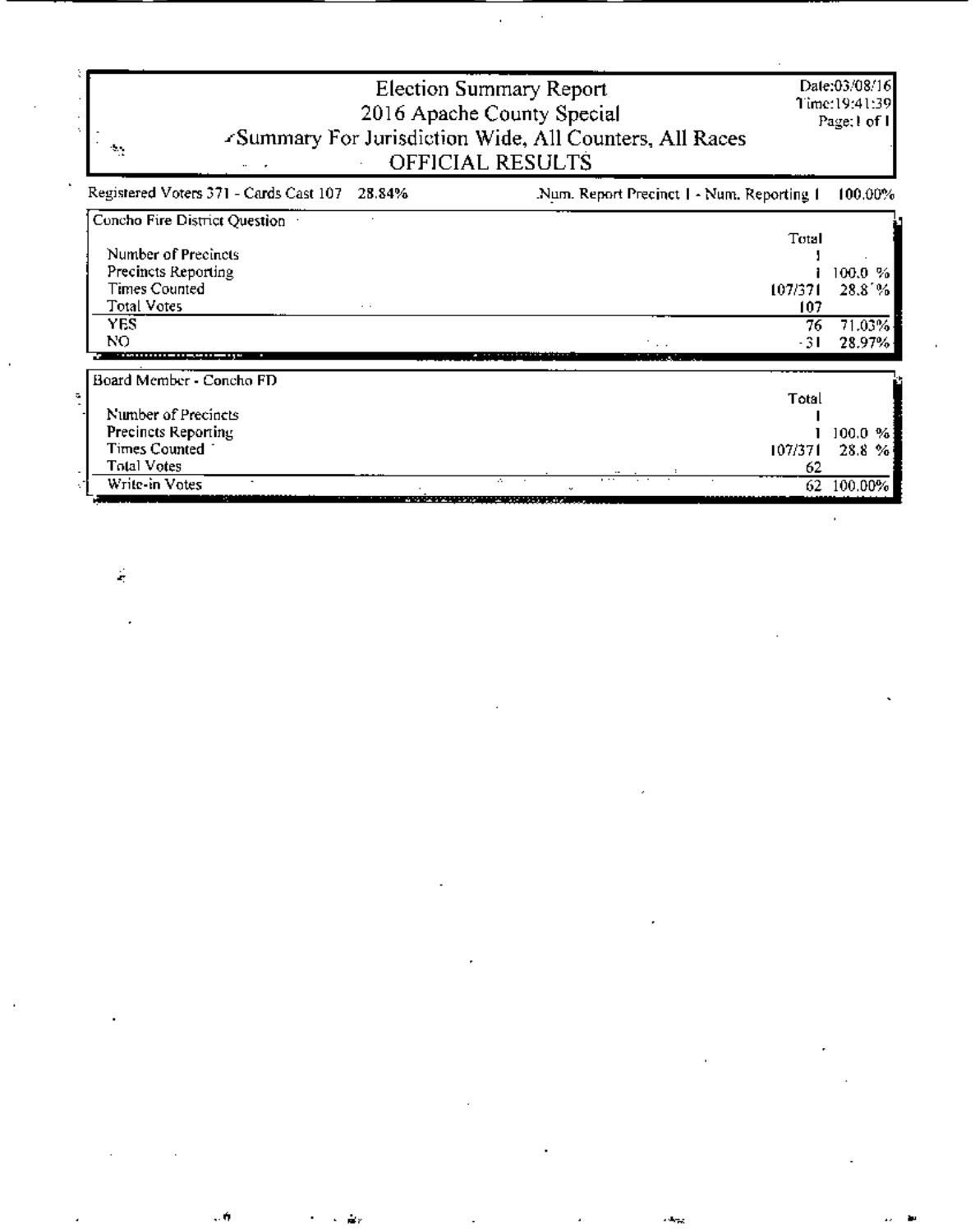# Election Summary Report
## 2016 Apache County Special
### Summary For Jurisdiction Wide, All Counters, All Races
### OFFICIAL RESULTS

Date:03/08/16
Time:19:41:39
Page:1 of 1

Registered Voters 371 - Cards Cast 107 28.84% | Num. Report Precinct 1 - Num. Reporting 1 100.00%

| Concho Fire District Question | Total | |
|---|---|---|
| Number of Precincts | 1 | |
| Precincts Reporting | 1 | 100.0 % |
| Times Counted | 107/371 | 28.8 % |
| Total Votes | 107 | |
| YES | 76 | 71.03% |
| NO | 31 | 28.97% |

| Board Member - Concho FD | Total | |
|---|---|---|
| Number of Precincts | 1 | |
| Precincts Reporting | 1 | 100.0 % |
| Times Counted | 107/371 | 28.8 % |
| Total Votes | 62 | |
| Write-in Votes | 62 | 100.00% |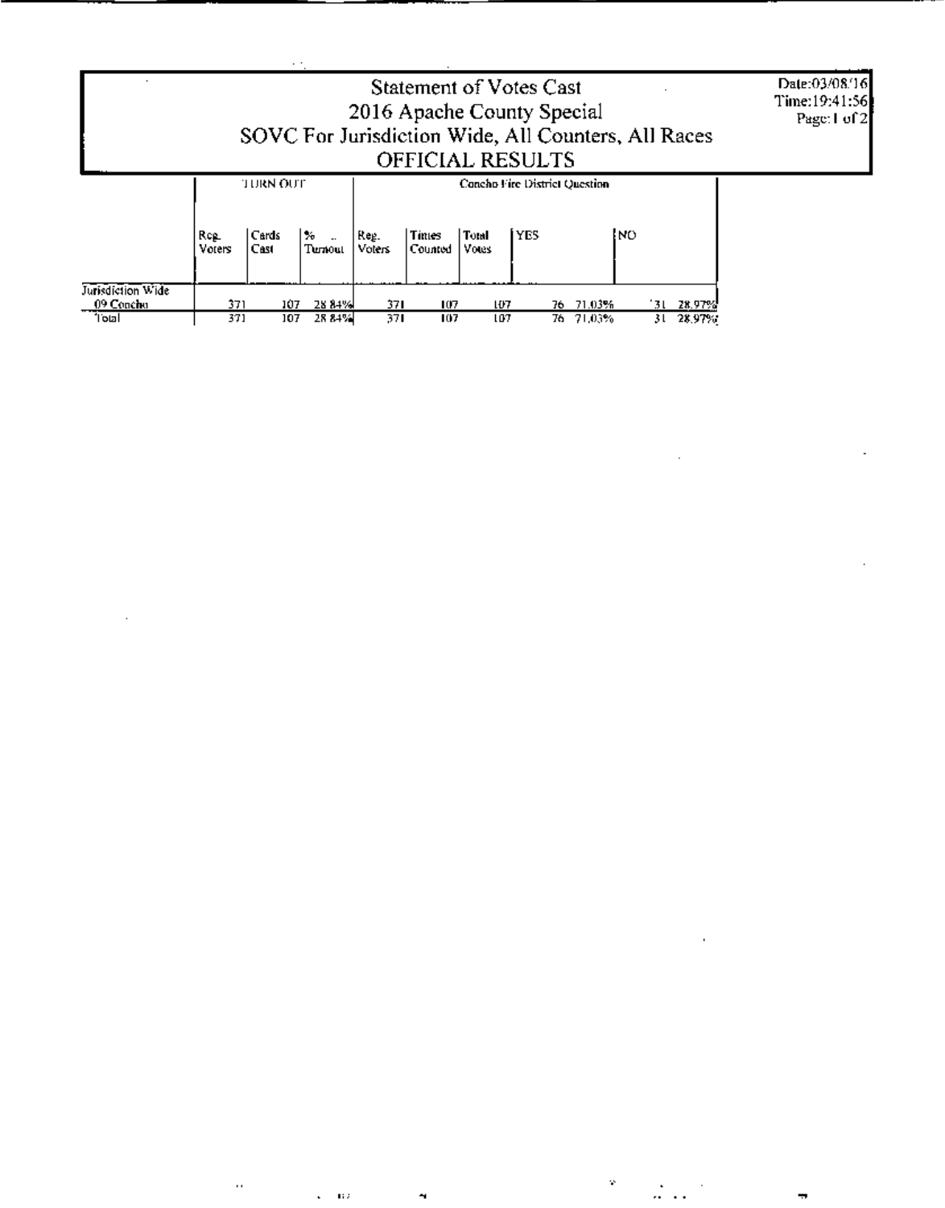# Statement of Votes Cast
## 2016 Apache County Special
## SOVC For Jurisdiction Wide, All Counters, All Races
## OFFICIAL RESULTS

Date:03/08/16
Time:19:41:56

| | TURN OUT | | | Concho Fire District Question | | | | | | |
|---|---|---|---|---|---|---|---|---|---|---|
| | Reg. Voters | Cards Cast | % Turnout | Reg. Voters | Times Counted | Total Votes | YES | | NO | |
| Jurisdiction Wide | | | | | | | | | | |
| 09 Concho | 371 | 107 | 28.84% | 371 | 107 | 107 | 76 | 71.03% | 31 | 28.97% |
| Total | 371 | 107 | 28.84% | 371 | 107 | 107 | 76 | 71.03% | 31 | 28.97% |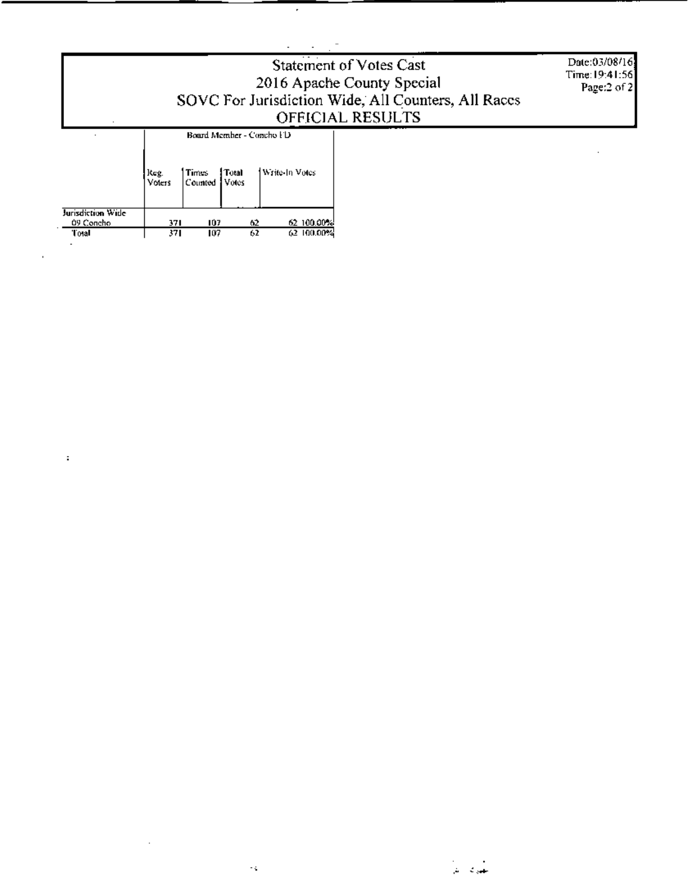# Statement of Votes Cast
## 2016 Apache County Special
## SOVC For Jurisdiction Wide, All Counters, All Races
## OFFICIAL RESULTS

Date:03/08/16
Time:19:41:56

| | Board Member - Concho FD | | | | |
|---|---|---|---|---|---|
| | Reg. Voters | Times Counted | Total Votes | Write-In Votes | |
| Jurisdiction Wide | | | | | |
| 09 Concho | 371 | 107 | 62 | 62 | 100.00% |
| Total | 371 | 107 | 62 | 62 | 100.00% |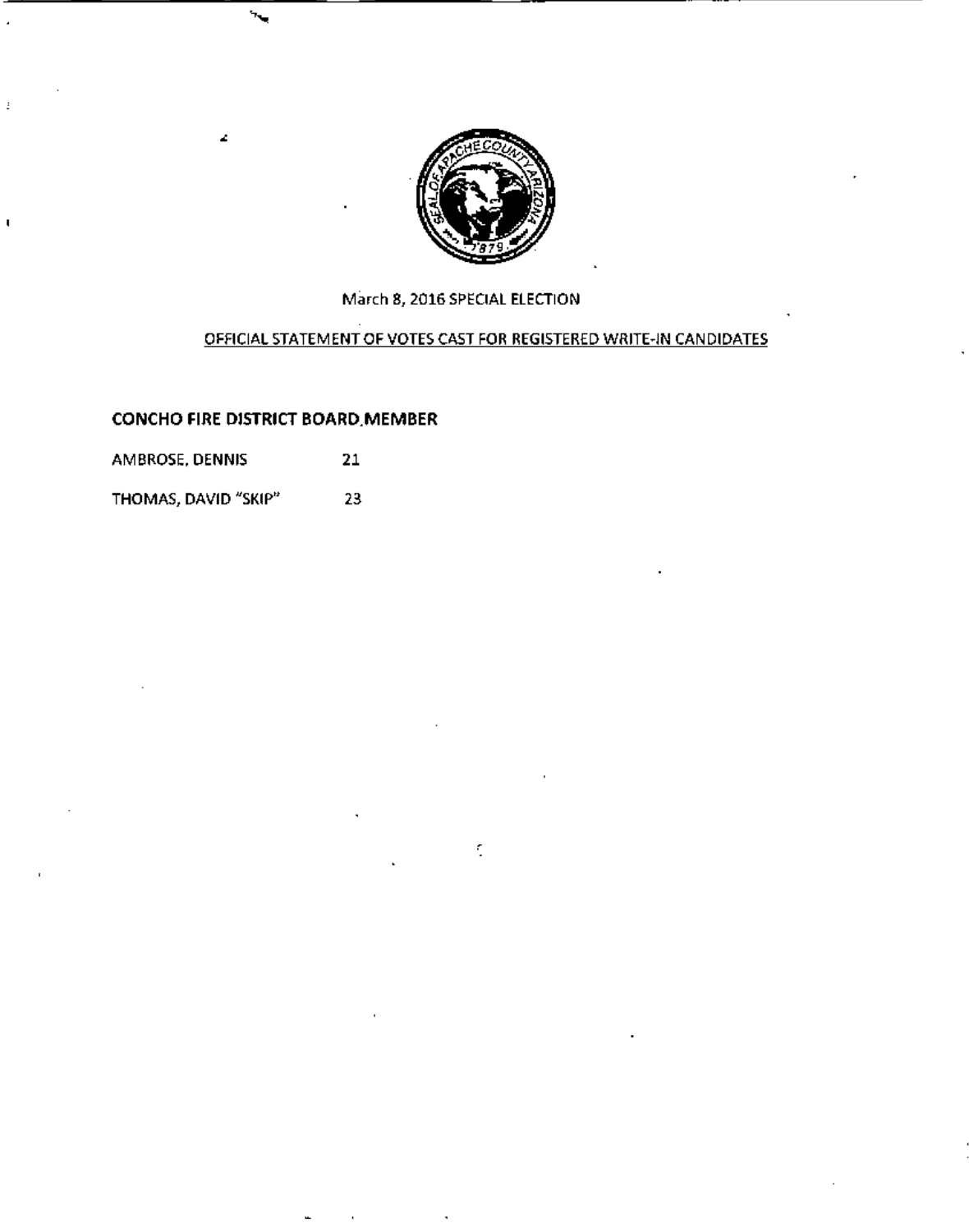March 8, 2016 SPECIAL ELECTION

OFFICIAL STATEMENT OF VOTES CAST FOR REGISTERED WRITE-IN CANDIDATES

**CONCHO FIRE DISTRICT BOARD MEMBER**

| | |
|---|---|
| AMBROSE, DENNIS | 21 |
| THOMAS, DAVID "SKIP" | 23 |